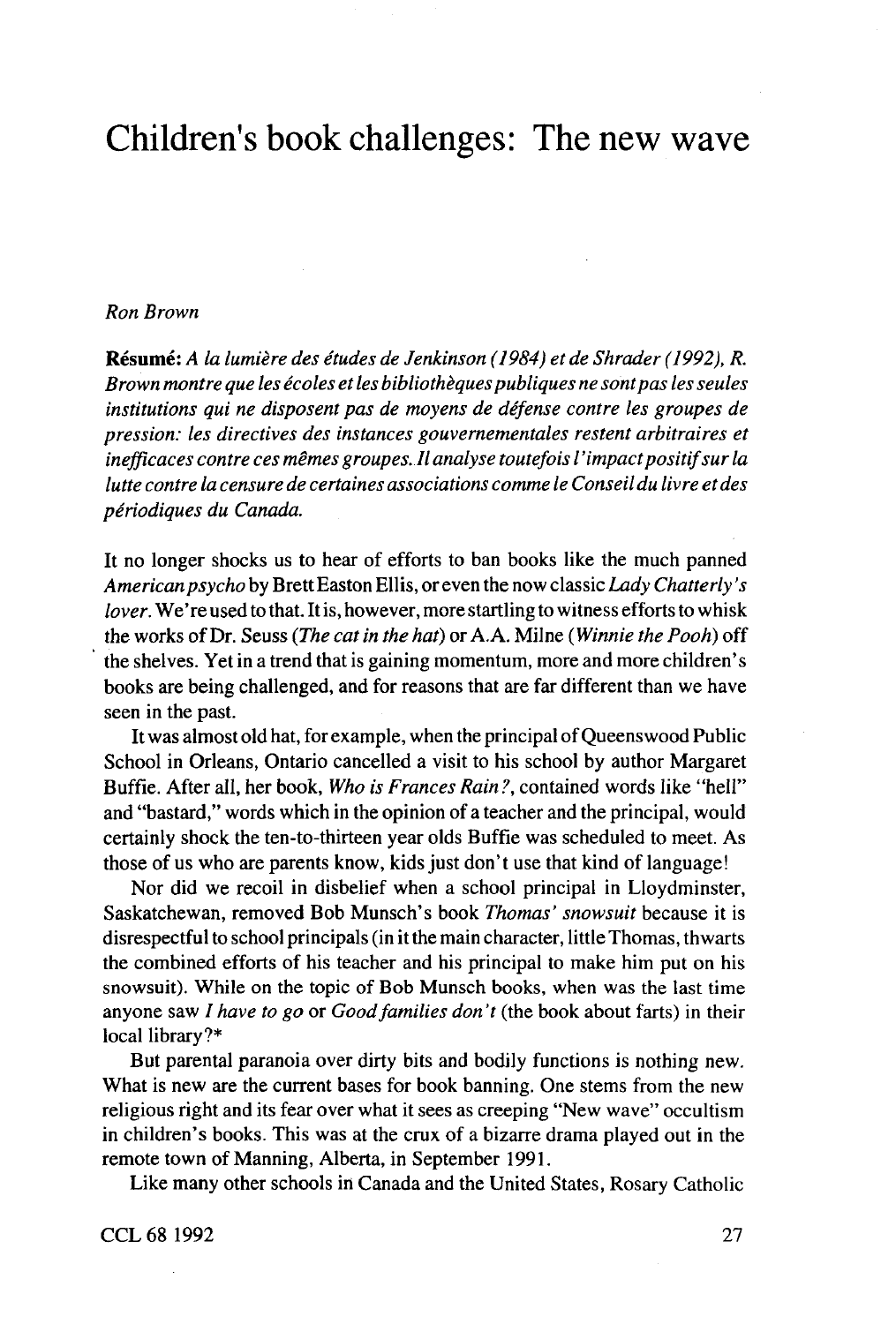# Children's book challenges: The new wave

*Ron Brown*

**Résumé:** *A la lumière des études de Jenkinson (1984) et de Shrader (1992), R. Brown montre que les écoles et les bibliothèques publiques ne sont pas les seules institutions qui ne disposent pas de moyens de défense contre les groupes de pression: les directives des instances gouvernementales restent arbitraires et inefficaces contre ces mêmes groupes. Il analyse toutefois l'impact positif sur la lutte contre la censure de certaines associations comme le Conseil du livre et des périodiques du Canada.*

It no longer shocks us to hear of efforts to ban books like the much panned *American psycho* by Brett Easton Ellis, or even the now classic *Lady Chatterly's lover*. We're used to that. It is, however, more startling to witness efforts to whisk the works of Dr. Seuss (*The cat in the hat*) or A.A. Milne (*Winnie the Pooh*) off the shelves. Yet in a trend that is gaining momentum, more and more children's books are being challenged, and for reasons that are far different than we have seen in the past.

It was almost old hat, for example, when the principal of Queenswood Public School in Orleans, Ontario cancelled a visit to his school by author Margaret Buffie. After all, her book, *Who is Frances Rain?*, contained words like "hell" and "bastard," words which in the opinion of a teacher and the principal, would certainly shock the ten-to-thirteen year olds Buffie was scheduled to meet. As those of us who are parents know, kids just don't use that kind of language!

Nor did we recoil in disbelief when a school principal in Lloydminster, Saskatchewan, removed Bob Munsch's book *Thomas' snowsuit* because it is disrespectful to school principals (in it the main character, little Thomas, thwarts the combined efforts of his teacher and his principal to make him put on his snowsuit). While on the topic of Bob Munsch books, when was the last time anyone saw *I have to go* or *Good families don't* (the book about farts) in their local library?*

But parental paranoia over dirty bits and bodily functions is nothing new. What is new are the current bases for book banning. One stems from the new religious right and its fear over what it sees as creeping "New wave" occultism in children's books. This was at the crux of a bizarre drama played out in the remote town of Manning, Alberta, in September 1991.

Like many other schools in Canada and the United States, Rosary Catholic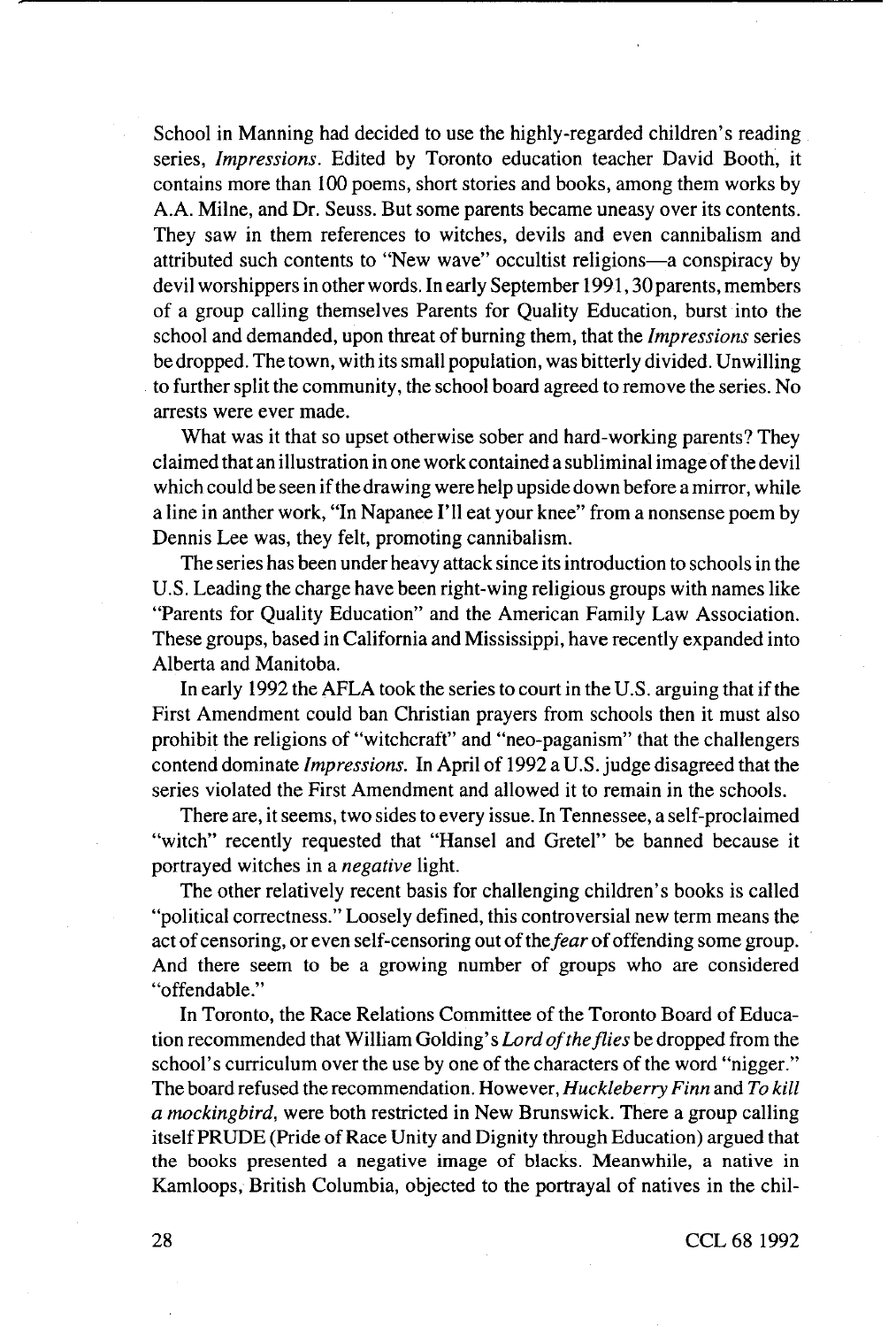School in Manning had decided to use the highly-regarded children's reading series, *Impressions*. Edited by Toronto education teacher David Booth, it contains more than 100 poems, short stories and books, among them works by A.A. Milne, and Dr. Seuss. But some parents became uneasy over its contents. They saw in them references to witches, devils and even cannibalism and attributed such contents to "New wave" occultist religions—a conspiracy by devil worshippers in other words. In early September 1991, 30 parents, members of a group calling themselves Parents for Quality Education, burst into the school and demanded, upon threat of burning them, that the *Impressions* series be dropped. The town, with its small population, was bitterly divided. Unwilling to further split the community, the school board agreed to remove the series. No arrests were ever made.

What was it that so upset otherwise sober and hard-working parents? They claimed that an illustration in one work contained a subliminal image of the devil which could be seen if the drawing were help upside down before a mirror, while a line in anther work, "In Napanee I'll eat your knee" from a nonsense poem by Dennis Lee was, they felt, promoting cannibalism.

The series has been under heavy attack since its introduction to schools in the U.S. Leading the charge have been right-wing religious groups with names like "Parents for Quality Education" and the American Family Law Association. These groups, based in California and Mississippi, have recently expanded into Alberta and Manitoba.

In early 1992 the AFLA took the series to court in the U.S. arguing that if the First Amendment could ban Christian prayers from schools then it must also prohibit the religions of "witchcraft" and "neo-paganism" that the challengers contend dominate *Impressions*. In April of 1992 a U.S. judge disagreed that the series violated the First Amendment and allowed it to remain in the schools.

There are, it seems, two sides to every issue. In Tennessee, a self-proclaimed "witch" recently requested that "Hansel and Gretel" be banned because it portrayed witches in a *negative* light.

The other relatively recent basis for challenging children's books is called "political correctness." Loosely defined, this controversial new term means the act of censoring, or even self-censoring out of the *fear* of offending some group. And there seem to be a growing number of groups who are considered "offendable."

In Toronto, the Race Relations Committee of the Toronto Board of Education recommended that William Golding's *Lord of the flies* be dropped from the school's curriculum over the use by one of the characters of the word "nigger." The board refused the recommendation. However, *Huckleberry Finn* and *To kill a mockingbird*, were both restricted in New Brunswick. There a group calling itself PRUDE (Pride of Race Unity and Dignity through Education) argued that the books presented a negative image of blacks. Meanwhile, a native in Kamloops, British Columbia, objected to the portrayal of natives in the chil-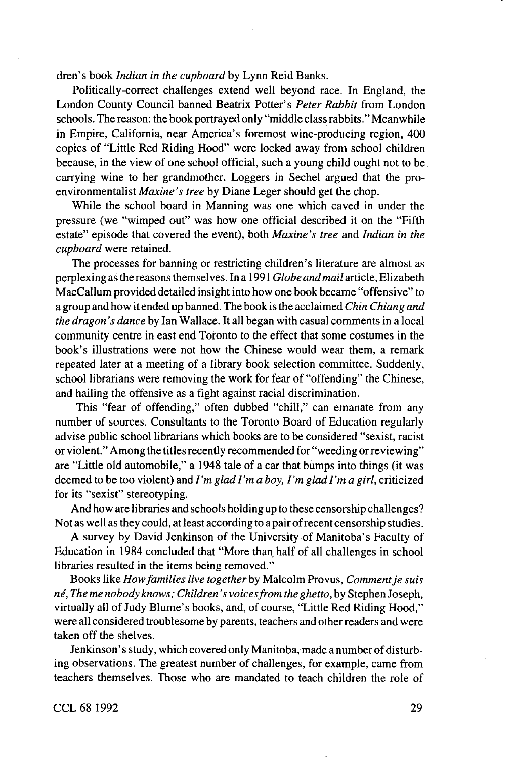dren's book *Indian in the cupboard* by Lynn Reid Banks.

Politically-correct challenges extend well beyond race. In England, the London County Council banned Beatrix Potter's *Peter Rabbit* from London schools. The reason: the book portrayed only "middle class rabbits." Meanwhile in Empire, California, near America's foremost wine-producing region, 400 copies of "Little Red Riding Hood" were locked away from school children because, in the view of one school official, such a young child ought not to be carrying wine to her grandmother. Loggers in Sechel argued that the pro-environmentalist *Maxine's tree* by Diane Leger should get the chop.

While the school board in Manning was one which caved in under the pressure (we "wimped out" was how one official described it on the "Fifth estate" episode that covered the event), both *Maxine's tree* and *Indian in the cupboard* were retained.

The processes for banning or restricting children's literature are almost as perplexing as the reasons themselves. In a 1991 *Globe and mail* article, Elizabeth MacCallum provided detailed insight into how one book became "offensive" to a group and how it ended up banned. The book is the acclaimed *Chin Chiang and the dragon's dance* by Ian Wallace. It all began with casual comments in a local community centre in east end Toronto to the effect that some costumes in the book's illustrations were not how the Chinese would wear them, a remark repeated later at a meeting of a library book selection committee. Suddenly, school librarians were removing the work for fear of "offending" the Chinese, and hailing the offensive as a fight against racial discrimination.

This "fear of offending," often dubbed "chill," can emanate from any number of sources. Consultants to the Toronto Board of Education regularly advise public school librarians which books are to be considered "sexist, racist or violent." Among the titles recently recommended for "weeding or reviewing" are "Little old automobile," a 1948 tale of a car that bumps into things (it was deemed to be too violent) and *I'm glad I'm a boy, I'm glad I'm a girl*, criticized for its "sexist" stereotyping.

And how are libraries and schools holding up to these censorship challenges? Not as well as they could, at least according to a pair of recent censorship studies.

A survey by David Jenkinson of the University of Manitoba's Faculty of Education in 1984 concluded that "More than half of all challenges in school libraries resulted in the items being removed."

Books like *How families live together* by Malcolm Provus, *Comment je suis né*, *The me nobody knows; Children's voices from the ghetto*, by Stephen Joseph, virtually all of Judy Blume's books, and, of course, "Little Red Riding Hood," were all considered troublesome by parents, teachers and other readers and were taken off the shelves.

Jenkinson's study, which covered only Manitoba, made a number of disturbing observations. The greatest number of challenges, for example, came from teachers themselves. Those who are mandated to teach children the role of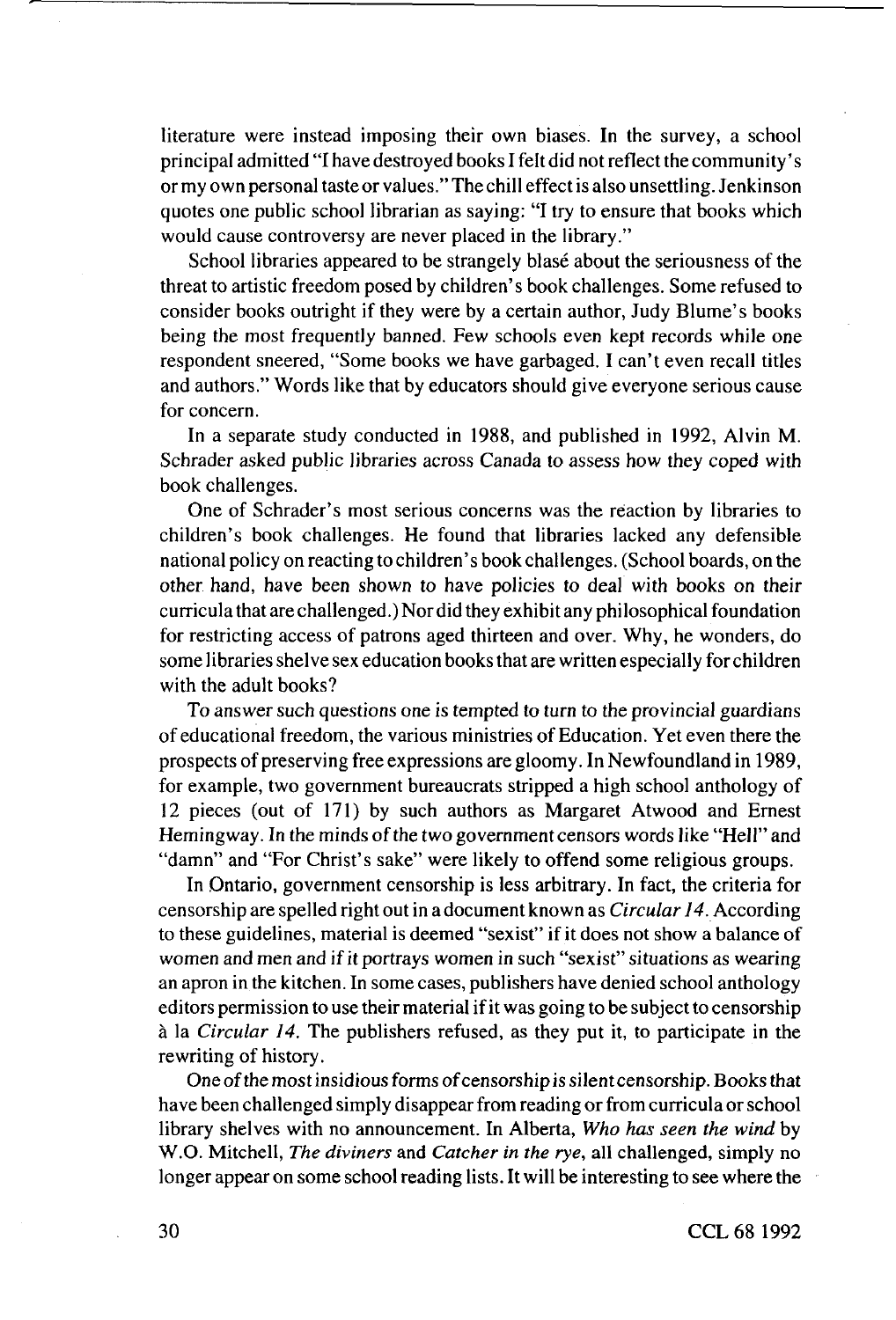literature were instead imposing their own biases. In the survey, a school principal admitted "I have destroyed books I felt did not reflect the community's or my own personal taste or values." The chill effect is also unsettling. Jenkinson quotes one public school librarian as saying: "I try to ensure that books which would cause controversy are never placed in the library."

School libraries appeared to be strangely blasé about the seriousness of the threat to artistic freedom posed by children's book challenges. Some refused to consider books outright if they were by a certain author, Judy Blume's books being the most frequently banned. Few schools even kept records while one respondent sneered, "Some books we have garbaged. I can't even recall titles and authors." Words like that by educators should give everyone serious cause for concern.

In a separate study conducted in 1988, and published in 1992, Alvin M. Schrader asked public libraries across Canada to assess how they coped with book challenges.

One of Schrader's most serious concerns was the reaction by libraries to children's book challenges. He found that libraries lacked any defensible national policy on reacting to children's book challenges. (School boards, on the other hand, have been shown to have policies to deal with books on their curricula that are challenged.) Nor did they exhibit any philosophical foundation for restricting access of patrons aged thirteen and over. Why, he wonders, do some libraries shelve sex education books that are written especially for children with the adult books?

To answer such questions one is tempted to turn to the provincial guardians of educational freedom, the various ministries of Education. Yet even there the prospects of preserving free expressions are gloomy. In Newfoundland in 1989, for example, two government bureaucrats stripped a high school anthology of 12 pieces (out of 171) by such authors as Margaret Atwood and Ernest Hemingway. In the minds of the two government censors words like "Hell" and "damn" and "For Christ's sake" were likely to offend some religious groups.

In Ontario, government censorship is less arbitrary. In fact, the criteria for censorship are spelled right out in a document known as *Circular 14*. According to these guidelines, material is deemed "sexist" if it does not show a balance of women and men and if it portrays women in such "sexist" situations as wearing an apron in the kitchen. In some cases, publishers have denied school anthology editors permission to use their material if it was going to be subject to censorship à la *Circular 14*. The publishers refused, as they put it, to participate in the rewriting of history.

One of the most insidious forms of censorship is silent censorship. Books that have been challenged simply disappear from reading or from curricula or school library shelves with no announcement. In Alberta, *Who has seen the wind* by W.O. Mitchell, *The diviners* and *Catcher in the rye*, all challenged, simply no longer appear on some school reading lists. It will be interesting to see where the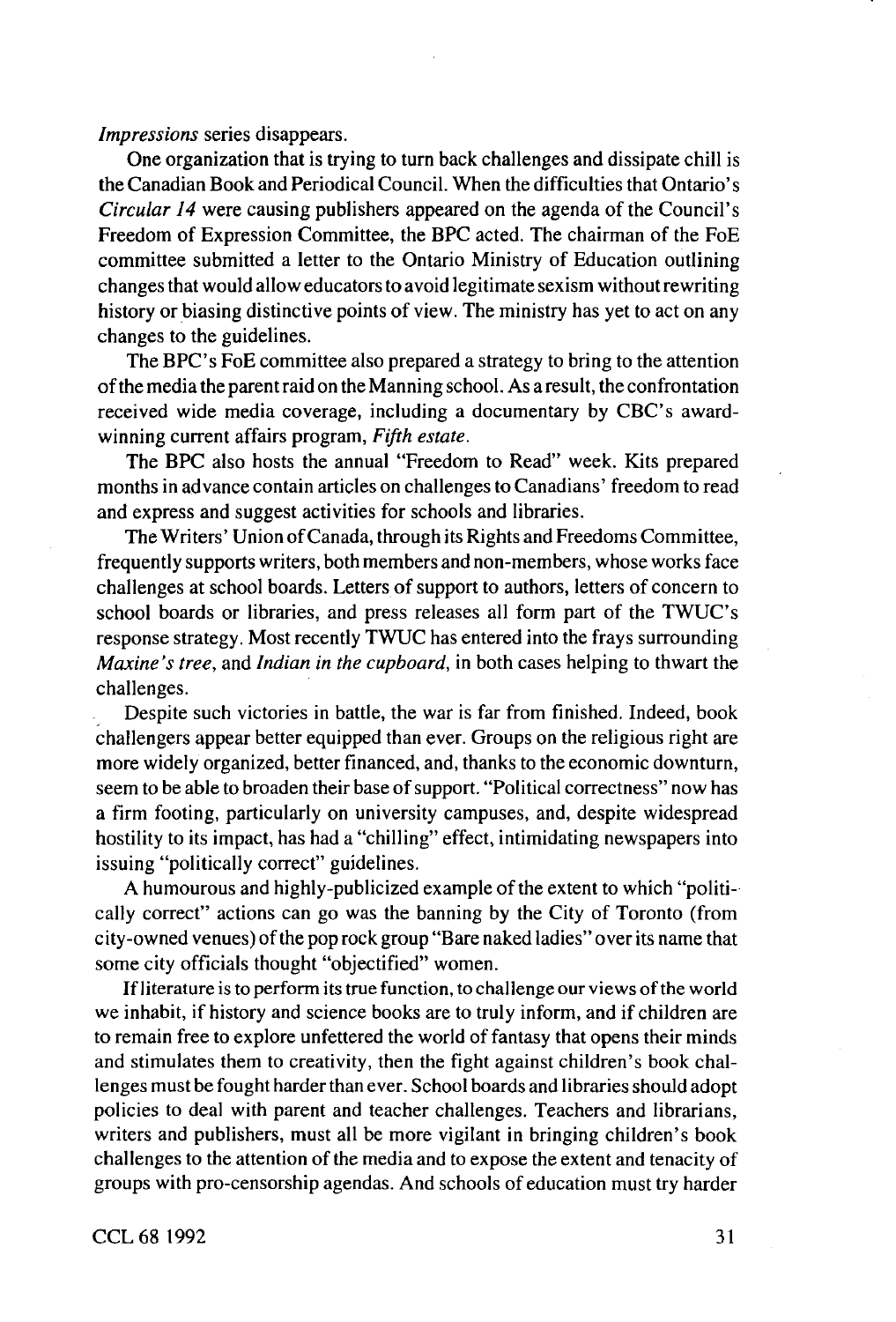*Impressions* series disappears.

One organization that is trying to turn back challenges and dissipate chill is the Canadian Book and Periodical Council. When the difficulties that Ontario's *Circular 14* were causing publishers appeared on the agenda of the Council's Freedom of Expression Committee, the BPC acted. The chairman of the FoE committee submitted a letter to the Ontario Ministry of Education outlining changes that would allow educators to avoid legitimate sexism without rewriting history or biasing distinctive points of view. The ministry has yet to act on any changes to the guidelines.

The BPC's FoE committee also prepared a strategy to bring to the attention of the media the parent raid on the Manning school. As a result, the confrontation received wide media coverage, including a documentary by CBC's award-winning current affairs program, *Fifth estate*.

The BPC also hosts the annual "Freedom to Read" week. Kits prepared months in advance contain articles on challenges to Canadians' freedom to read and express and suggest activities for schools and libraries.

The Writers' Union of Canada, through its Rights and Freedoms Committee, frequently supports writers, both members and non-members, whose works face challenges at school boards. Letters of support to authors, letters of concern to school boards or libraries, and press releases all form part of the TWUC's response strategy. Most recently TWUC has entered into the frays surrounding *Maxine's tree*, and *Indian in the cupboard*, in both cases helping to thwart the challenges.

Despite such victories in battle, the war is far from finished. Indeed, book challengers appear better equipped than ever. Groups on the religious right are more widely organized, better financed, and, thanks to the economic downturn, seem to be able to broaden their base of support. "Political correctness" now has a firm footing, particularly on university campuses, and, despite widespread hostility to its impact, has had a "chilling" effect, intimidating newspapers into issuing "politically correct" guidelines.

A humourous and highly-publicized example of the extent to which "politically correct" actions can go was the banning by the City of Toronto (from city-owned venues) of the pop rock group "Bare naked ladies" over its name that some city officials thought "objectified" women.

If literature is to perform its true function, to challenge our views of the world we inhabit, if history and science books are to truly inform, and if children are to remain free to explore unfettered the world of fantasy that opens their minds and stimulates them to creativity, then the fight against children's book challenges must be fought harder than ever. School boards and libraries should adopt policies to deal with parent and teacher challenges. Teachers and librarians, writers and publishers, must all be more vigilant in bringing children's book challenges to the attention of the media and to expose the extent and tenacity of groups with pro-censorship agendas. And schools of education must try harder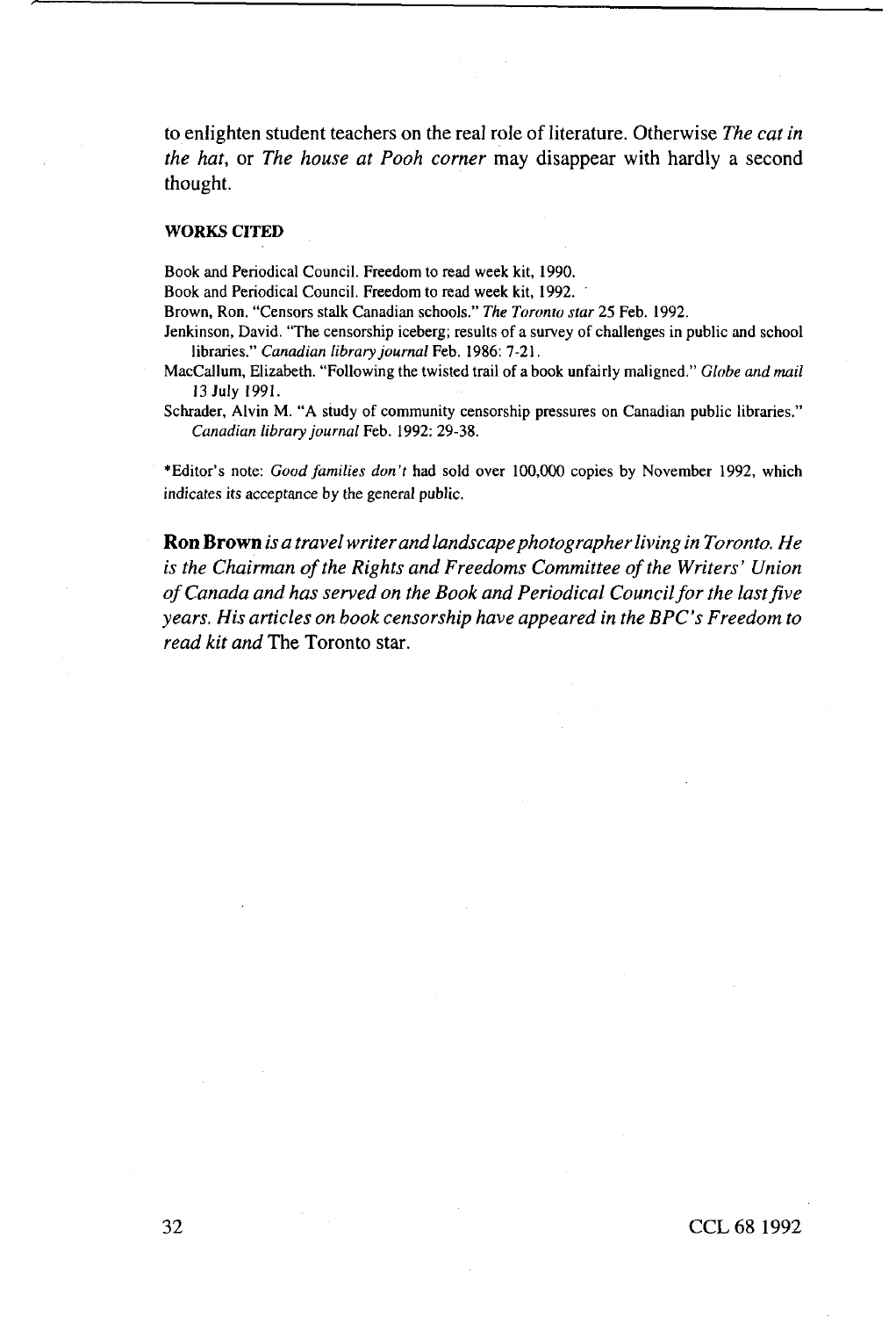to enlighten student teachers on the real role of literature. Otherwise *The cat in the hat*, or *The house at Pooh corner* may disappear with hardly a second thought.

**WORKS CITED**

Book and Periodical Council. Freedom to read week kit, 1990.

Book and Periodical Council. Freedom to read week kit, 1992.

Brown, Ron. "Censors stalk Canadian schools." *The Toronto star* 25 Feb. 1992.

Jenkinson, David. "The censorship iceberg; results of a survey of challenges in public and school libraries." *Canadian library journal* Feb. 1986: 7-21.

MacCallum, Elizabeth. "Following the twisted trail of a book unfairly maligned." *Globe and mail* 13 July 1991.

Schrader, Alvin M. "A study of community censorship pressures on Canadian public libraries." *Canadian library journal* Feb. 1992: 29-38.

*Editor's note: *Good families don't* had sold over 100,000 copies by November 1992, which indicates its acceptance by the general public.

**Ron Brown** *is a travel writer and landscape photographer living in Toronto. He is the Chairman of the Rights and Freedoms Committee of the Writers' Union of Canada and has served on the Book and Periodical Council for the last five years. His articles on book censorship have appeared in the BPC's Freedom to read kit and* The Toronto star.